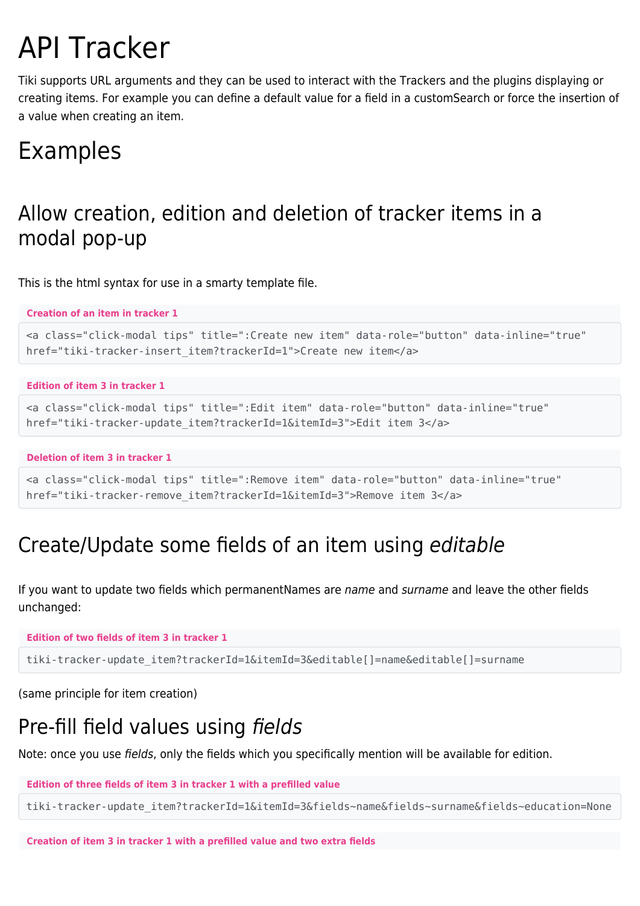# API Tracker

Tiki supports URL arguments and they can be used to interact with the Trackers and the plugins displaying or creating items. For example you can define a default value for a field in a customSearch or force the insertion of a value when creating an item.

# Examples

## Allow creation, edition and deletion of tracker items in a modal pop-up

This is the html syntax for use in a smarty template file.

**Creation of an item in tracker 1**

```
<a class="click-modal tips" title=":Create new item" data-role="button" data-inline="true"
href="tiki-tracker-insert_item?trackerId=1">Create new item</a>
```

**Edition of item 3 in tracker 1**

```
<a class="click-modal tips" title=":Edit item" data-role="button" data-inline="true"
href="tiki-tracker-update_item?trackerId=1&itemId=3">Edit item 3</a>
```

**Deletion of item 3 in tracker 1**

```
<a class="click-modal tips" title=":Remove item" data-role="button" data-inline="true"
href="tiki-tracker-remove_item?trackerId=1&itemId=3">Remove item 3</a>
```

## Create/Update some fields of an item using *editable*

If you want to update two fields which permanentNames are *name* and *surname* and leave the other fields unchanged:

**Edition of two fields of item 3 in tracker 1**

```
tiki-tracker-update_item?trackerId=1&itemId=3&editable[]=name&editable[]=surname
```

(same principle for item creation)

## Pre-fill field values using *fields*

Note: once you use *fields*, only the fields which you specifically mention will be available for edition.

**Edition of three fields of item 3 in tracker 1 with a prefilled value**

```
tiki-tracker-update_item?trackerId=1&itemId=3&fields~name&fields~surname&fields~education=None
```

**Creation of item 3 in tracker 1 with a prefilled value and two extra fields**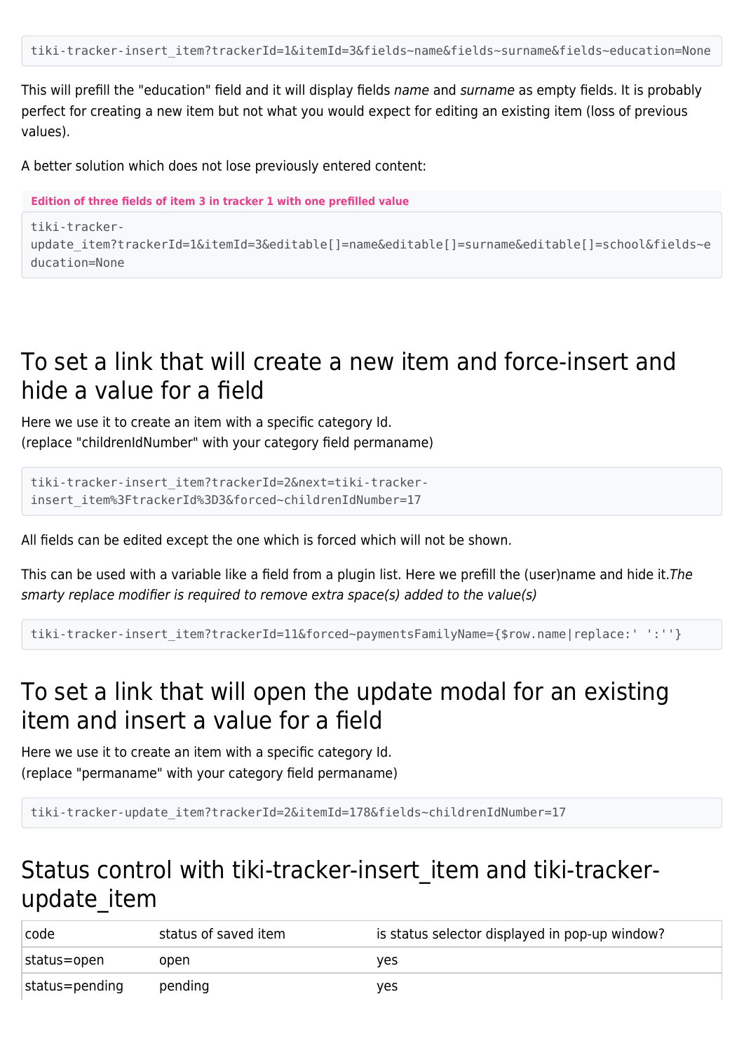```
tiki-tracker-insert_item?trackerId=1&itemId=3&fields~name&fields~surname&fields~education=None
```

This will prefill the "education" field and it will display fields *name* and *surname* as empty fields. It is probably perfect for creating a new item but not what you would expect for editing an existing item (loss of previous values).

A better solution which does not lose previously entered content:

**Edition of three fields of item 3 in tracker 1 with one prefilled value**

```
tiki-tracker-update_item?trackerId=1&itemId=3&editable[]=name&editable[]=surname&editable[]=school&fields~education=None
```

## To set a link that will create a new item and force-insert and hide a value for a field

Here we use it to create an item with a specific category Id.
(replace "childrenIdNumber" with your category field permaname)

```
tiki-tracker-insert_item?trackerId=2&next=tiki-tracker-insert_item%3FtrackerId%3D3&forced~childrenIdNumber=17
```

All fields can be edited except the one which is forced which will not be shown.

This can be used with a variable like a field from a plugin list. Here we prefill the (user)name and hide it.*The smarty replace modifier is required to remove extra space(s) added to the value(s)*

```
tiki-tracker-insert_item?trackerId=11&forced~paymentsFamilyName={$row.name|replace:' ':''}
```

## To set a link that will open the update modal for an existing item and insert a value for a field

Here we use it to create an item with a specific category Id.
(replace "permaname" with your category field permaname)

```
tiki-tracker-update_item?trackerId=2&itemId=178&fields~childrenIdNumber=17
```

## Status control with tiki-tracker-insert_item and tiki-tracker-update_item

| code | status of saved item | is status selector displayed in pop-up window? |
|---|---|---|
| status=open | open | yes |
| status=pending | pending | yes |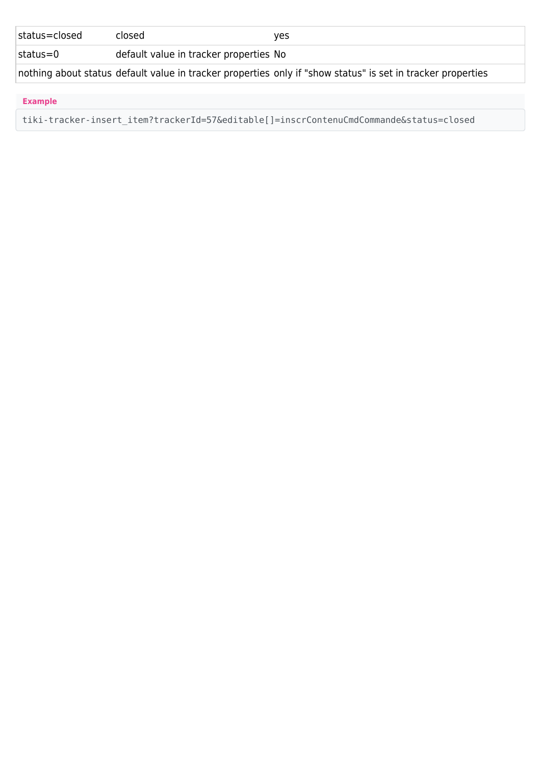| | | |
|---|---|---|
| status=closed | closed | yes |
| status=0 | default value in tracker properties | No |
| nothing about status | default value in tracker properties | only if "show status" is set in tracker properties |

**Example**

```
tiki-tracker-insert_item?trackerId=57&editable[]=inscrContenuCmdCommande&status=closed
```